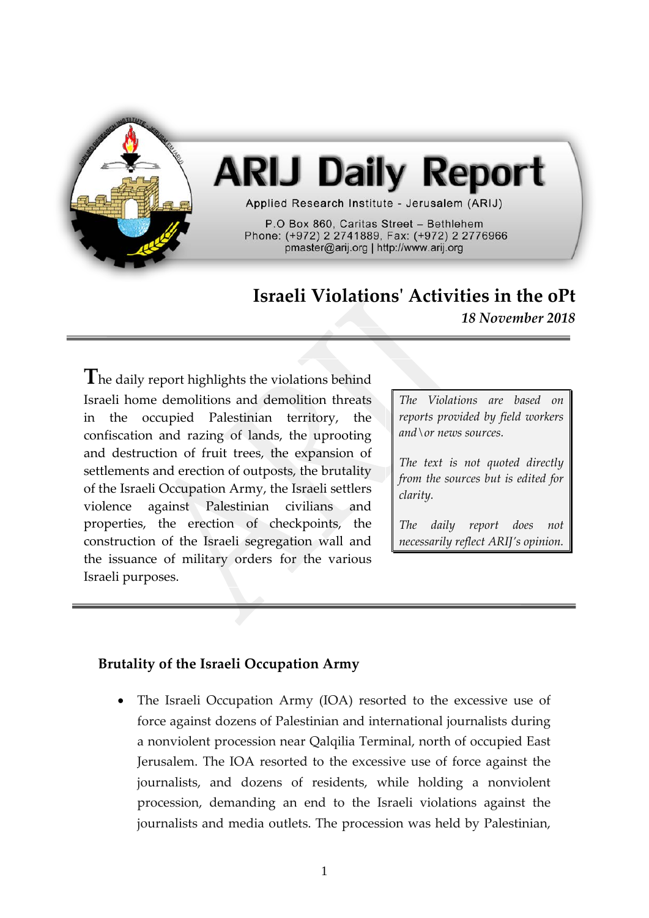# ARIJ Daily Report

Applied Research Institute - Jerusalem (ARIJ)

P.O Box 860, Caritas Street – Bethlehem
Phone: (+972) 2 2741889, Fax: (+972) 2 2776966
pmaster@arij.org | http://www.arij.org

## Israeli Violations' Activities in the oPt

*18 November 2018*

The daily report highlights the violations behind Israeli home demolitions and demolition threats in the occupied Palestinian territory, the confiscation and razing of lands, the uprooting and destruction of fruit trees, the expansion of settlements and erection of outposts, the brutality of the Israeli Occupation Army, the Israeli settlers violence against Palestinian civilians and properties, the erection of checkpoints, the construction of the Israeli segregation wall and the issuance of military orders for the various Israeli purposes.

*The Violations are based on reports provided by field workers and\or news sources.*

*The text is not quoted directly from the sources but is edited for clarity.*

*The daily report does not necessarily reflect ARIJ's opinion.*

### Brutality of the Israeli Occupation Army

- The Israeli Occupation Army (IOA) resorted to the excessive use of force against dozens of Palestinian and international journalists during a nonviolent procession near Qalqilia Terminal, north of occupied East Jerusalem. The IOA resorted to the excessive use of force against the journalists, and dozens of residents, while holding a nonviolent procession, demanding an end to the Israeli violations against the journalists and media outlets. The procession was held by Palestinian,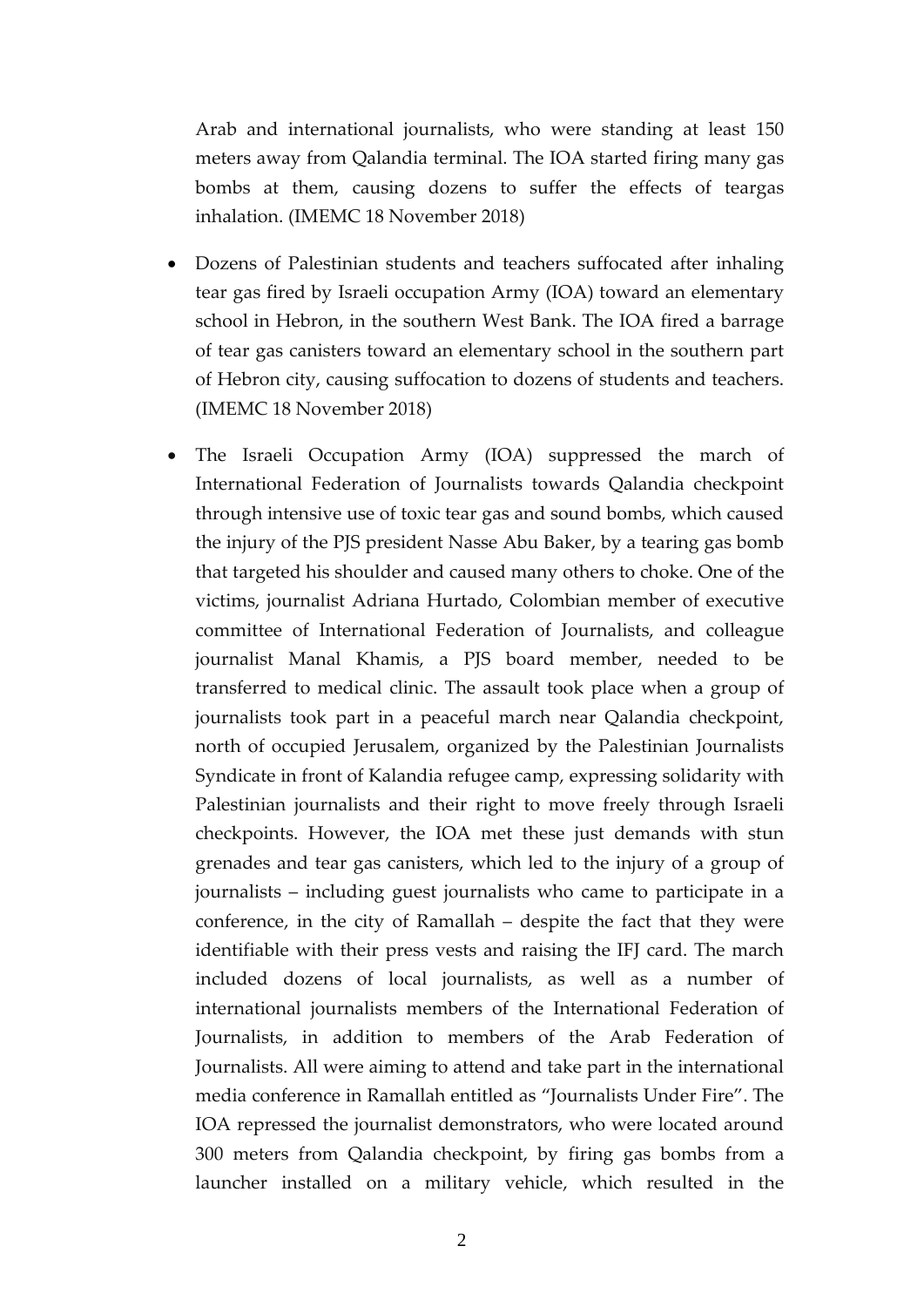Arab and international journalists, who were standing at least 150 meters away from Qalandia terminal. The IOA started firing many gas bombs at them, causing dozens to suffer the effects of teargas inhalation. (IMEMC 18 November 2018)

- Dozens of Palestinian students and teachers suffocated after inhaling tear gas fired by Israeli occupation Army (IOA) toward an elementary school in Hebron, in the southern West Bank. The IOA fired a barrage of tear gas canisters toward an elementary school in the southern part of Hebron city, causing suffocation to dozens of students and teachers. (IMEMC 18 November 2018)

- The Israeli Occupation Army (IOA) suppressed the march of International Federation of Journalists towards Qalandia checkpoint through intensive use of toxic tear gas and sound bombs, which caused the injury of the PJS president Nasse Abu Baker, by a tearing gas bomb that targeted his shoulder and caused many others to choke. One of the victims, journalist Adriana Hurtado, Colombian member of executive committee of International Federation of Journalists, and colleague journalist Manal Khamis, a PJS board member, needed to be transferred to medical clinic. The assault took place when a group of journalists took part in a peaceful march near Qalandia checkpoint, north of occupied Jerusalem, organized by the Palestinian Journalists Syndicate in front of Kalandia refugee camp, expressing solidarity with Palestinian journalists and their right to move freely through Israeli checkpoints. However, the IOA met these just demands with stun grenades and tear gas canisters, which led to the injury of a group of journalists – including guest journalists who came to participate in a conference, in the city of Ramallah – despite the fact that they were identifiable with their press vests and raising the IFJ card. The march included dozens of local journalists, as well as a number of international journalists members of the International Federation of Journalists, in addition to members of the Arab Federation of Journalists. All were aiming to attend and take part in the international media conference in Ramallah entitled as "Journalists Under Fire". The IOA repressed the journalist demonstrators, who were located around 300 meters from Qalandia checkpoint, by firing gas bombs from a launcher installed on a military vehicle, which resulted in the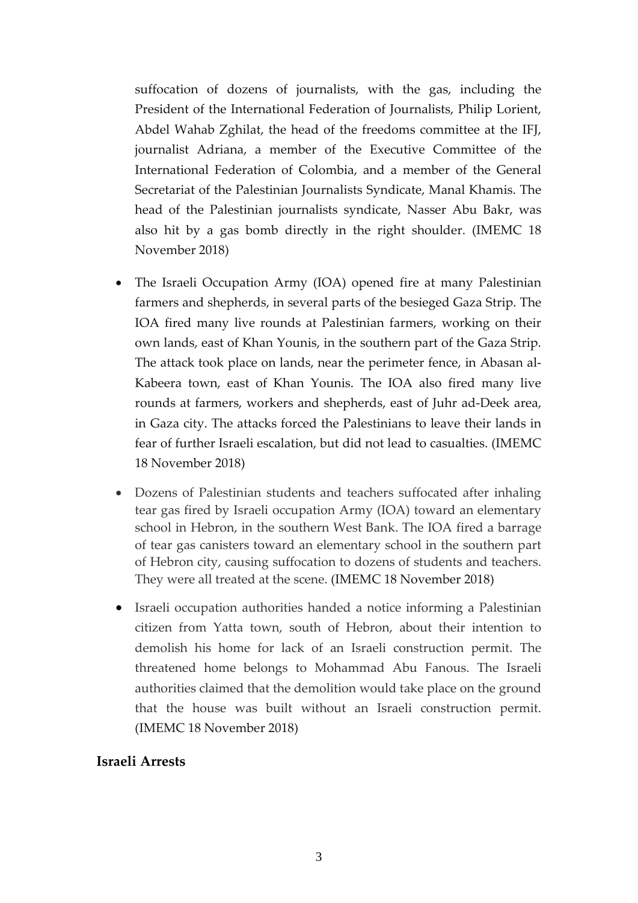suffocation of dozens of journalists, with the gas, including the President of the International Federation of Journalists, Philip Lorient, Abdel Wahab Zghilat, the head of the freedoms committee at the IFJ, journalist Adriana, a member of the Executive Committee of the International Federation of Colombia, and a member of the General Secretariat of the Palestinian Journalists Syndicate, Manal Khamis. The head of the Palestinian journalists syndicate, Nasser Abu Bakr, was also hit by a gas bomb directly in the right shoulder. (IMEMC 18 November 2018)

- The Israeli Occupation Army (IOA) opened fire at many Palestinian farmers and shepherds, in several parts of the besieged Gaza Strip. The IOA fired many live rounds at Palestinian farmers, working on their own lands, east of Khan Younis, in the southern part of the Gaza Strip. The attack took place on lands, near the perimeter fence, in Abasan al-Kabeera town, east of Khan Younis. The IOA also fired many live rounds at farmers, workers and shepherds, east of Juhr ad-Deek area, in Gaza city. The attacks forced the Palestinians to leave their lands in fear of further Israeli escalation, but did not lead to casualties. (IMEMC 18 November 2018)
- Dozens of Palestinian students and teachers suffocated after inhaling tear gas fired by Israeli occupation Army (IOA) toward an elementary school in Hebron, in the southern West Bank. The IOA fired a barrage of tear gas canisters toward an elementary school in the southern part of Hebron city, causing suffocation to dozens of students and teachers. They were all treated at the scene. (IMEMC 18 November 2018)
- Israeli occupation authorities handed a notice informing a Palestinian citizen from Yatta town, south of Hebron, about their intention to demolish his home for lack of an Israeli construction permit. The threatened home belongs to Mohammad Abu Fanous. The Israeli authorities claimed that the demolition would take place on the ground that the house was built without an Israeli construction permit. (IMEMC 18 November 2018)

**Israeli Arrests**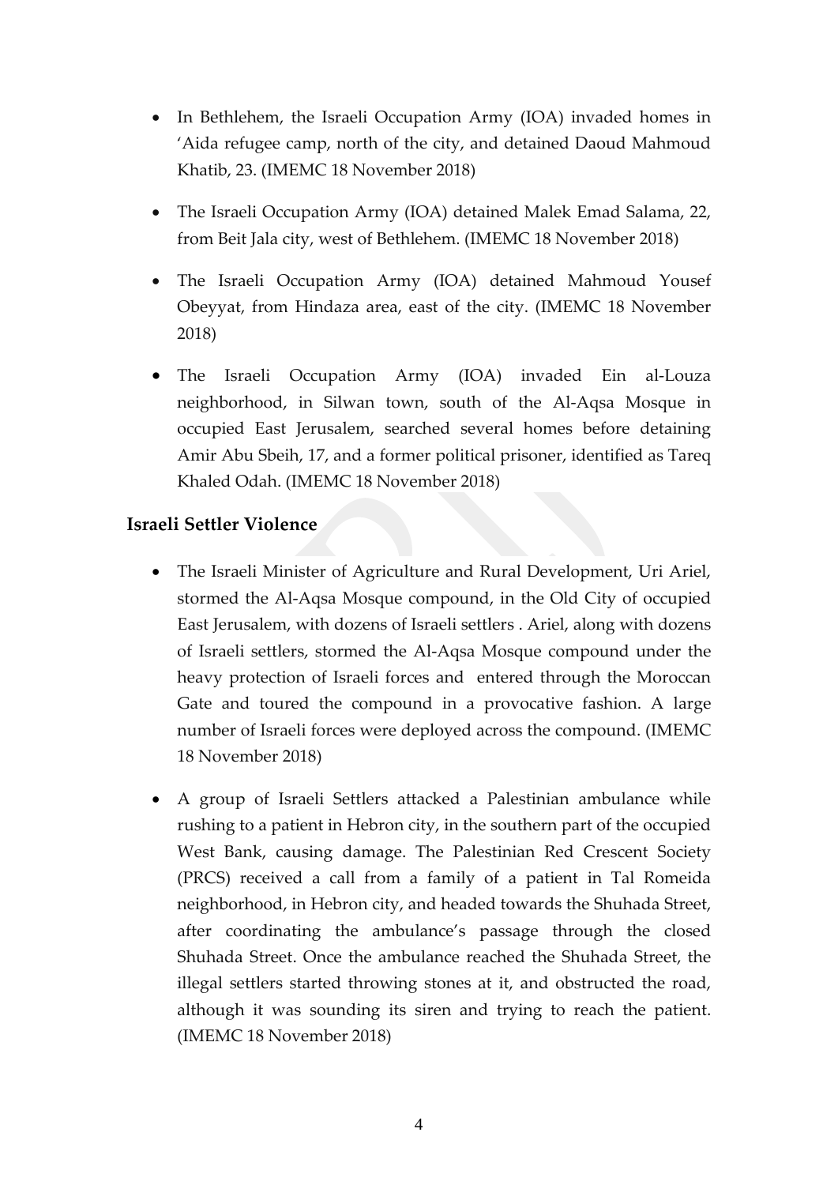- In Bethlehem, the Israeli Occupation Army (IOA) invaded homes in ‘Aida refugee camp, north of the city, and detained Daoud Mahmoud Khatib, 23. (IMEMC 18 November 2018)
- The Israeli Occupation Army (IOA) detained Malek Emad Salama, 22, from Beit Jala city, west of Bethlehem. (IMEMC 18 November 2018)
- The Israeli Occupation Army (IOA) detained Mahmoud Yousef Obeyyat, from Hindaza area, east of the city. (IMEMC 18 November 2018)
- The Israeli Occupation Army (IOA) invaded Ein al-Louza neighborhood, in Silwan town, south of the Al-Aqsa Mosque in occupied East Jerusalem, searched several homes before detaining Amir Abu Sbeih, 17, and a former political prisoner, identified as Tareq Khaled Odah. (IMEMC 18 November 2018)

### Israeli Settler Violence

- The Israeli Minister of Agriculture and Rural Development, Uri Ariel, stormed the Al-Aqsa Mosque compound, in the Old City of occupied East Jerusalem, with dozens of Israeli settlers . Ariel, along with dozens of Israeli settlers, stormed the Al-Aqsa Mosque compound under the heavy protection of Israeli forces and entered through the Moroccan Gate and toured the compound in a provocative fashion. A large number of Israeli forces were deployed across the compound. (IMEMC 18 November 2018)
- A group of Israeli Settlers attacked a Palestinian ambulance while rushing to a patient in Hebron city, in the southern part of the occupied West Bank, causing damage. The Palestinian Red Crescent Society (PRCS) received a call from a family of a patient in Tal Romeida neighborhood, in Hebron city, and headed towards the Shuhada Street, after coordinating the ambulance’s passage through the closed Shuhada Street. Once the ambulance reached the Shuhada Street, the illegal settlers started throwing stones at it, and obstructed the road, although it was sounding its siren and trying to reach the patient. (IMEMC 18 November 2018)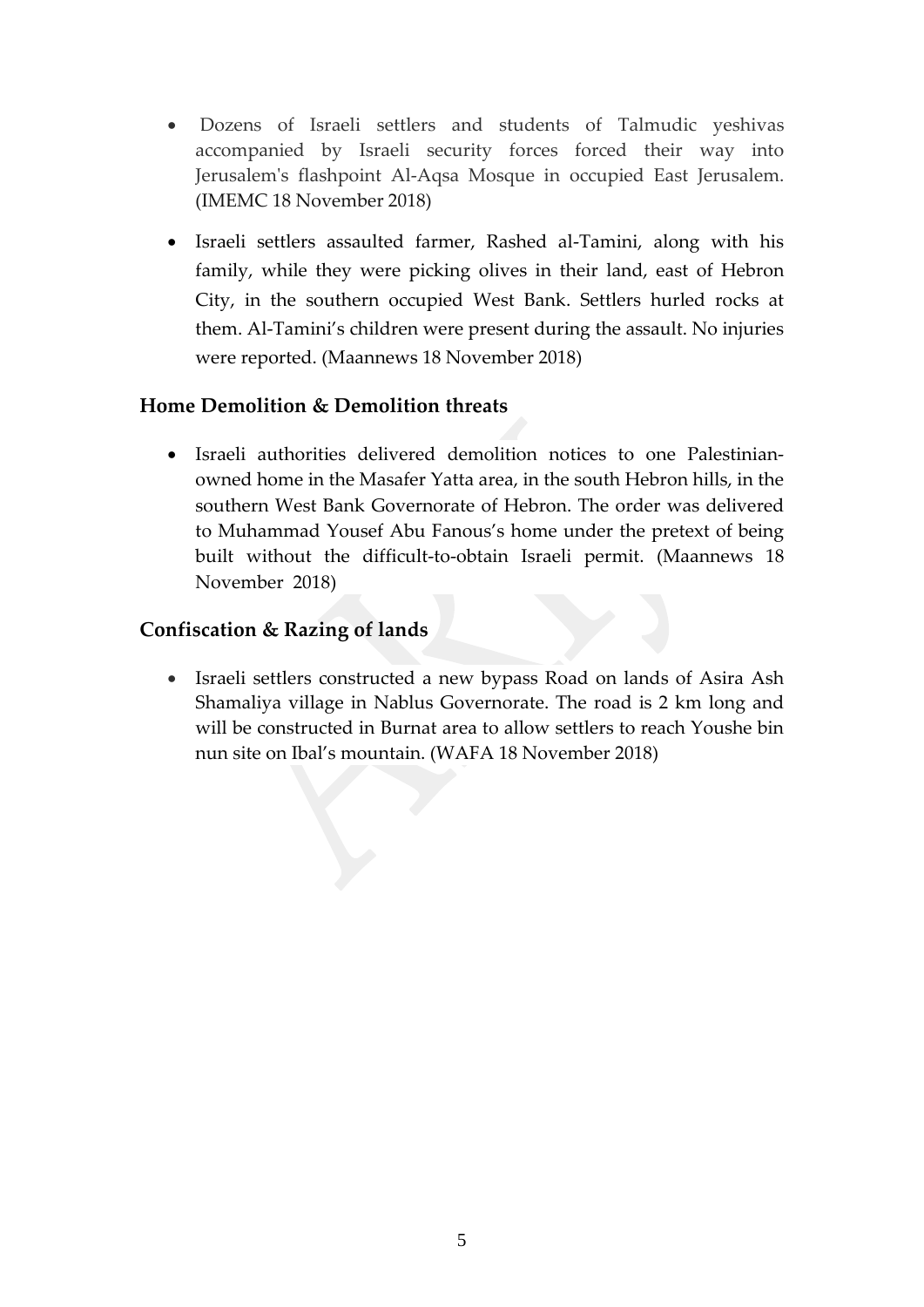- Dozens of Israeli settlers and students of Talmudic yeshivas accompanied by Israeli security forces forced their way into Jerusalem's flashpoint Al-Aqsa Mosque in occupied East Jerusalem. (IMEMC 18 November 2018)
- Israeli settlers assaulted farmer, Rashed al-Tamini, along with his family, while they were picking olives in their land, east of Hebron City, in the southern occupied West Bank. Settlers hurled rocks at them. Al-Tamini's children were present during the assault. No injuries were reported. (Maannews 18 November 2018)

### Home Demolition & Demolition threats

- Israeli authorities delivered demolition notices to one Palestinian-owned home in the Masafer Yatta area, in the south Hebron hills, in the southern West Bank Governorate of Hebron. The order was delivered to Muhammad Yousef Abu Fanous's home under the pretext of being built without the difficult-to-obtain Israeli permit. (Maannews 18 November 2018)

### Confiscation & Razing of lands

- Israeli settlers constructed a new bypass Road on lands of Asira Ash Shamaliya village in Nablus Governorate. The road is 2 km long and will be constructed in Burnat area to allow settlers to reach Youshe bin nun site on Ibal's mountain. (WAFA 18 November 2018)